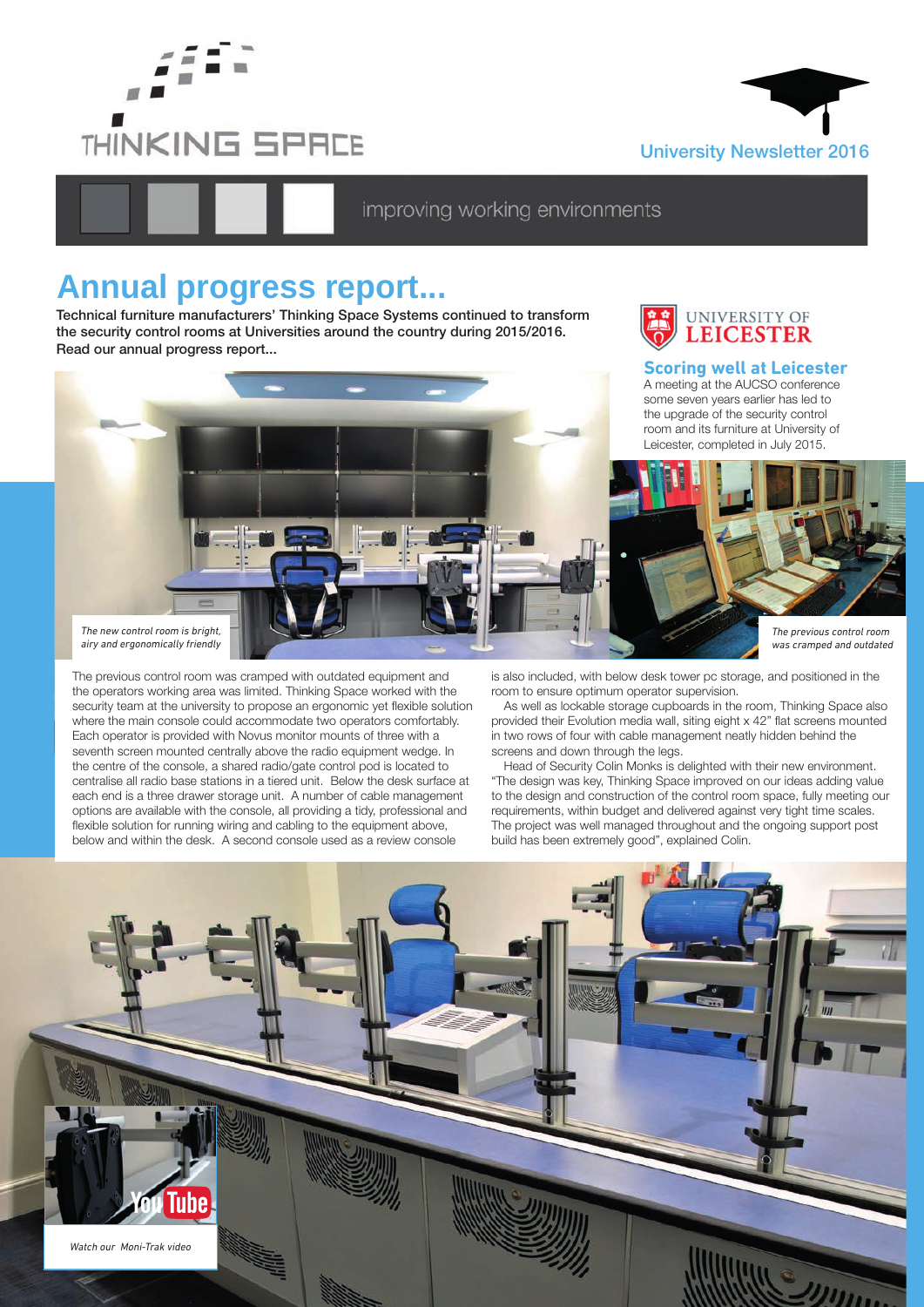THINKING SPACE

University Newsletter 2016

improving working environments

# Annual progress report...

**Technical furniture manufacturers' Thinking Space Systems continued to transform the security control rooms at Universities around the country during 2015/2016. Read our annual progress report...**

UNIVERSITY OF LEICESTER

## Scoring well at Leicester

A meeting at the AUCSO conference some seven years earlier has led to the upgrade of the security control room and its furniture at University of Leicester, completed in July 2015.

*The new control room is bright, airy and ergonomically friendly*

*The previous control room was cramped and outdated*

The previous control room was cramped with outdated equipment and the operators working area was limited. Thinking Space worked with the security team at the university to propose an ergonomic yet flexible solution where the main console could accommodate two operators comfortably. Each operator is provided with Novus monitor mounts of three with a seventh screen mounted centrally above the radio equipment wedge. In the centre of the console, a shared radio/gate control pod is located to centralise all radio base stations in a tiered unit. Below the desk surface at each end is a three drawer storage unit. A number of cable management options are available with the console, all providing a tidy, professional and flexible solution for running wiring and cabling to the equipment above, below and within the desk. A second console used as a review console is also included, with below desk tower pc storage, and positioned in the room to ensure optimum operator supervision.

As well as lockable storage cupboards in the room, Thinking Space also provided their Evolution media wall, siting eight x 42" flat screens mounted in two rows of four with cable management neatly hidden behind the screens and down through the legs.

Head of Security Colin Monks is delighted with their new environment. "The design was key, Thinking Space improved on our ideas adding value to the design and construction of the control room space, fully meeting our requirements, within budget and delivered against very tight time scales. The project was well managed throughout and the ongoing support post build has been extremely good", explained Colin.

*Watch our Moni-Trak video*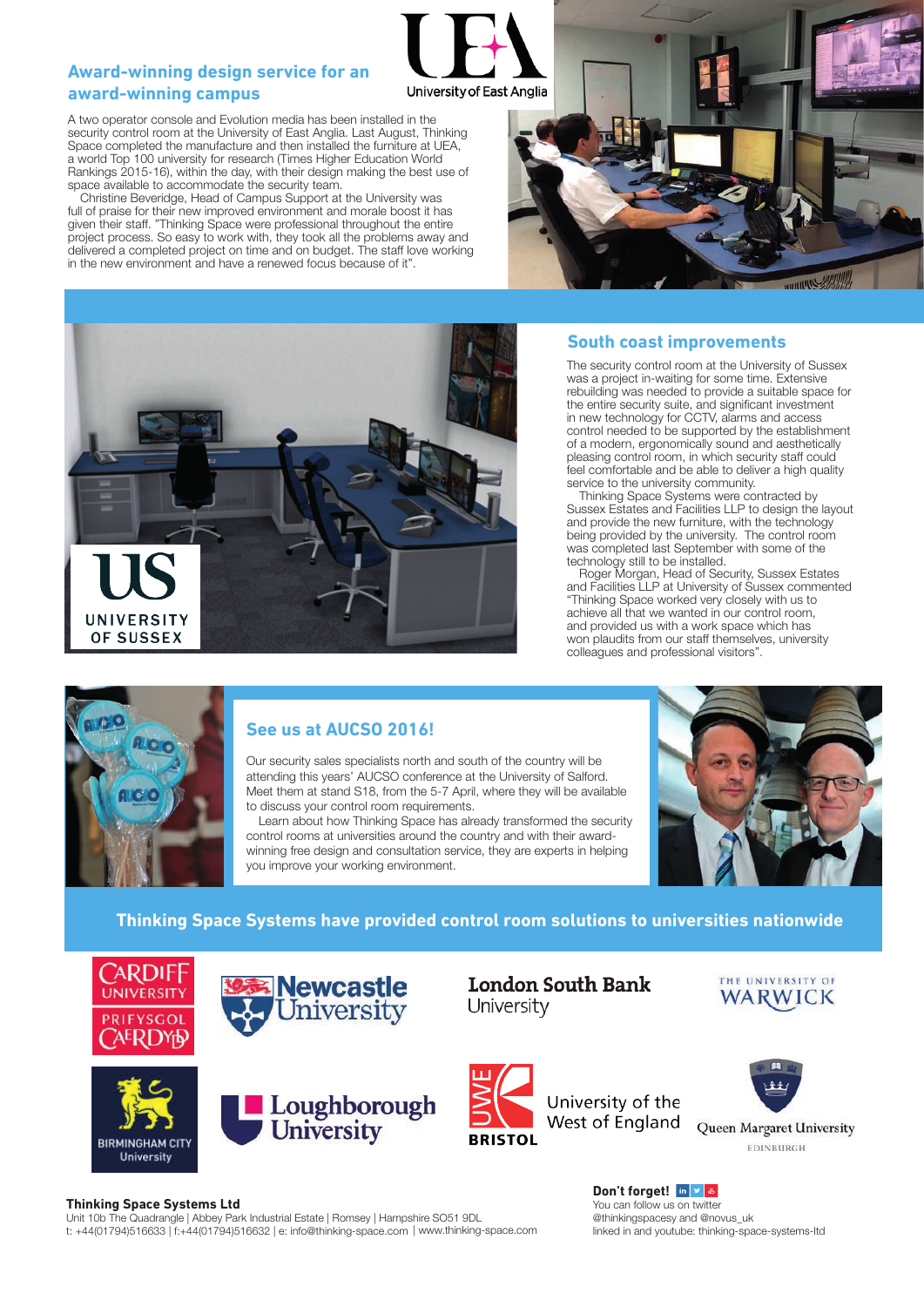## Award-winning design service for an award-winning campus

University of East Anglia

A two operator console and Evolution media has been installed in the security control room at the University of East Anglia. Last August, Thinking Space completed the manufacture and then installed the furniture at UEA, a world Top 100 university for research (Times Higher Education World Rankings 2015-16), within the day, with their design making the best use of space available to accommodate the security team.

Christine Beveridge, Head of Campus Support at the University was full of praise for their new improved environment and morale boost it has given their staff. "Thinking Space were professional throughout the entire project process. So easy to work with, they took all the problems away and delivered a completed project on time and on budget. The staff love working in the new environment and have a renewed focus because of it".

## South coast improvements

UNIVERSITY OF SUSSEX

The security control room at the University of Sussex was a project in-waiting for some time. Extensive rebuilding was needed to provide a suitable space for the entire security suite, and significant investment in new technology for CCTV, alarms and access control needed to be supported by the establishment of a modern, ergonomically sound and aesthetically pleasing control room, in which security staff could feel comfortable and be able to deliver a high quality service to the university community.

Thinking Space Systems were contracted by Sussex Estates and Facilities LLP to design the layout and provide the new furniture, with the technology being provided by the university. The control room was completed last September with some of the technology still to be installed.

Roger Morgan, Head of Security, Sussex Estates and Facilities LLP at University of Sussex commented "Thinking Space worked very closely with us to achieve all that we wanted in our control room, and provided us with a work space which has won plaudits from our staff themselves, university colleagues and professional visitors".

## See us at AUCSO 2016!

Our security sales specialists north and south of the country will be attending this years' AUCSO conference at the University of Salford. Meet them at stand S18, from the 5-7 April, where they will be available to discuss your control room requirements.

Learn about how Thinking Space has already transformed the security control rooms at universities around the country and with their award-winning free design and consultation service, they are experts in helping you improve your working environment.

## Thinking Space Systems have provided control room solutions to universities nationwide

Cardiff University / Prifysgol Caerdydd

Newcastle University

London South Bank University

The University of Warwick

Birmingham City University

Loughborough University

UWE Bristol – University of the West of England

Queen Margaret University Edinburgh

**Thinking Space Systems Ltd**
Unit 10b The Quadrangle | Abbey Park Industrial Estate | Romsey | Hampshire SO51 9DL
t: +44(01794)516633 | f:+44(01794)516632 | e: info@thinking-space.com | www.thinking-space.com

**Don't forget!**
You can follow us on twitter @thinkingspacesy and @novus_uk
linked in and youtube: thinking-space-systems-ltd